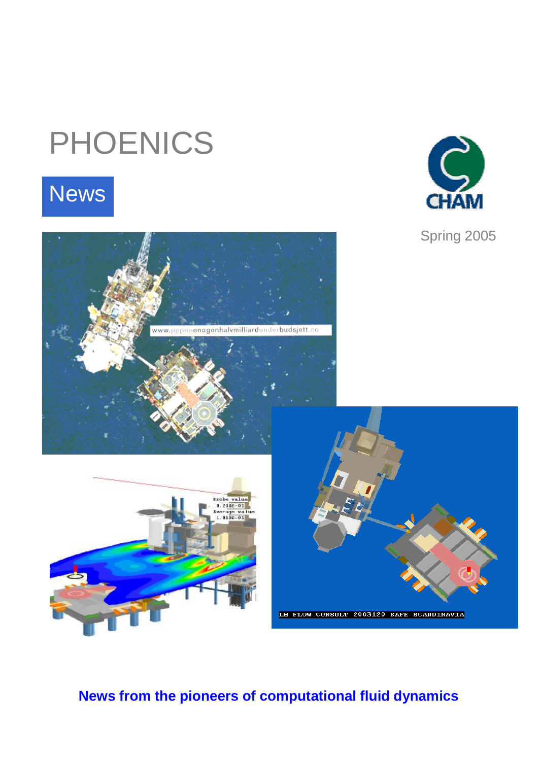# PHOENICS

## News

Spring 2005

**News from the pioneers of computational fluid dynamics**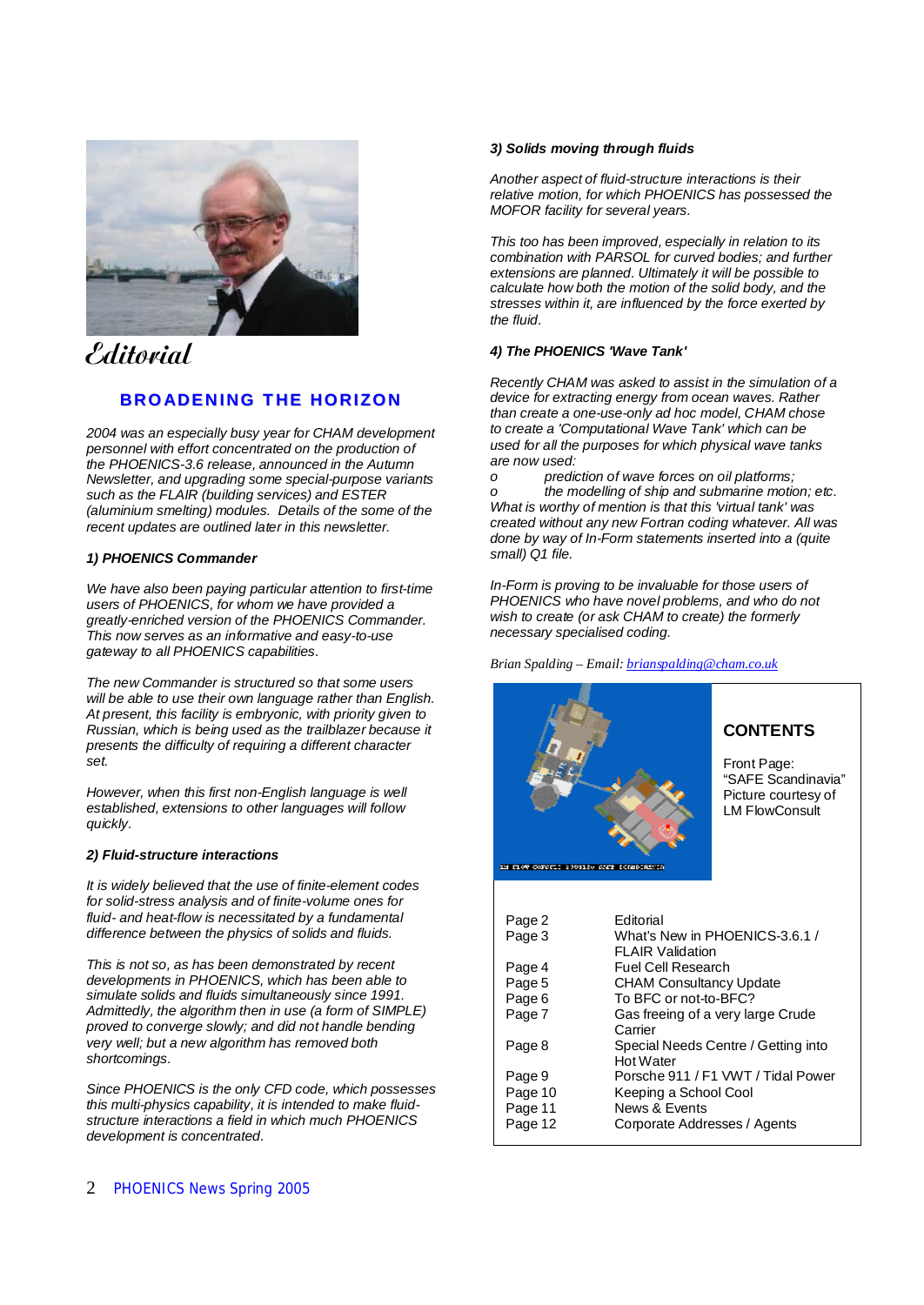# Editorial

## BROADENING THE HORIZON

*2004 was an especially busy year for CHAM development personnel with effort concentrated on the production of the PHOENICS-3.6 release, announced in the Autumn Newsletter, and upgrading some special-purpose variants such as the FLAIR (building services) and ESTER (aluminium smelting) modules. Details of the some of the recent updates are outlined later in this newsletter.*

### *1) PHOENICS Commander*

*We have also been paying particular attention to first-time users of PHOENICS, for whom we have provided a greatly-enriched version of the PHOENICS Commander. This now serves as an informative and easy-to-use gateway to all PHOENICS capabilities.*

*The new Commander is structured so that some users will be able to use their own language rather than English. At present, this facility is embryonic, with priority given to Russian, which is being used as the trailblazer because it presents the difficulty of requiring a different character set.*

*However, when this first non-English language is well established, extensions to other languages will follow quickly.*

### *2) Fluid-structure interactions*

*It is widely believed that the use of finite-element codes for solid-stress analysis and of finite-volume ones for fluid- and heat-flow is necessitated by a fundamental difference between the physics of solids and fluids.*

*This is not so, as has been demonstrated by recent developments in PHOENICS, which has been able to simulate solids and fluids simultaneously since 1991. Admittedly, the algorithm then in use (a form of SIMPLE) proved to converge slowly; and did not handle bending very well; but a new algorithm has removed both shortcomings.*

*Since PHOENICS is the only CFD code, which possesses this multi-physics capability, it is intended to make fluid-structure interactions a field in which much PHOENICS development is concentrated.*

### *3) Solids moving through fluids*

*Another aspect of fluid-structure interactions is their relative motion, for which PHOENICS has possessed the MOFOR facility for several years.*

*This too has been improved, especially in relation to its combination with PARSOL for curved bodies; and further extensions are planned. Ultimately it will be possible to calculate how both the motion of the solid body, and the stresses within it, are influenced by the force exerted by the fluid.*

### *4) The PHOENICS 'Wave Tank'*

*Recently CHAM was asked to assist in the simulation of a device for extracting energy from ocean waves. Rather than create a one-use-only ad hoc model, CHAM chose to create a 'Computational Wave Tank' which can be used for all the purposes for which physical wave tanks are now used:*

- *prediction of wave forces on oil platforms;*
- *the modelling of ship and submarine motion; etc.*

*What is worthy of mention is that this 'virtual tank' was created without any new Fortran coding whatever. All was done by way of In-Form statements inserted into a (quite small) Q1 file.*

*In-Form is proving to be invaluable for those users of PHOENICS who have novel problems, and who do not wish to create (or ask CHAM to create) the formerly necessary specialised coding.*

*Brian Spalding – Email: brianspalding@cham.co.uk*

## CONTENTS

Front Page: "SAFE Scandinavia" Picture courtesy of LM FlowConsult

| | |
|---|---|
| Page 2 | Editorial |
| Page 3 | What's New in PHOENICS-3.6.1 / FLAIR Validation |
| Page 4 | Fuel Cell Research |
| Page 5 | CHAM Consultancy Update |
| Page 6 | To BFC or not-to-BFC? |
| Page 7 | Gas freeing of a very large Crude Carrier |
| Page 8 | Special Needs Centre / Getting into Hot Water |
| Page 9 | Porsche 911 / F1 VWT / Tidal Power |
| Page 10 | Keeping a School Cool |
| Page 11 | News & Events |
| Page 12 | Corporate Addresses / Agents |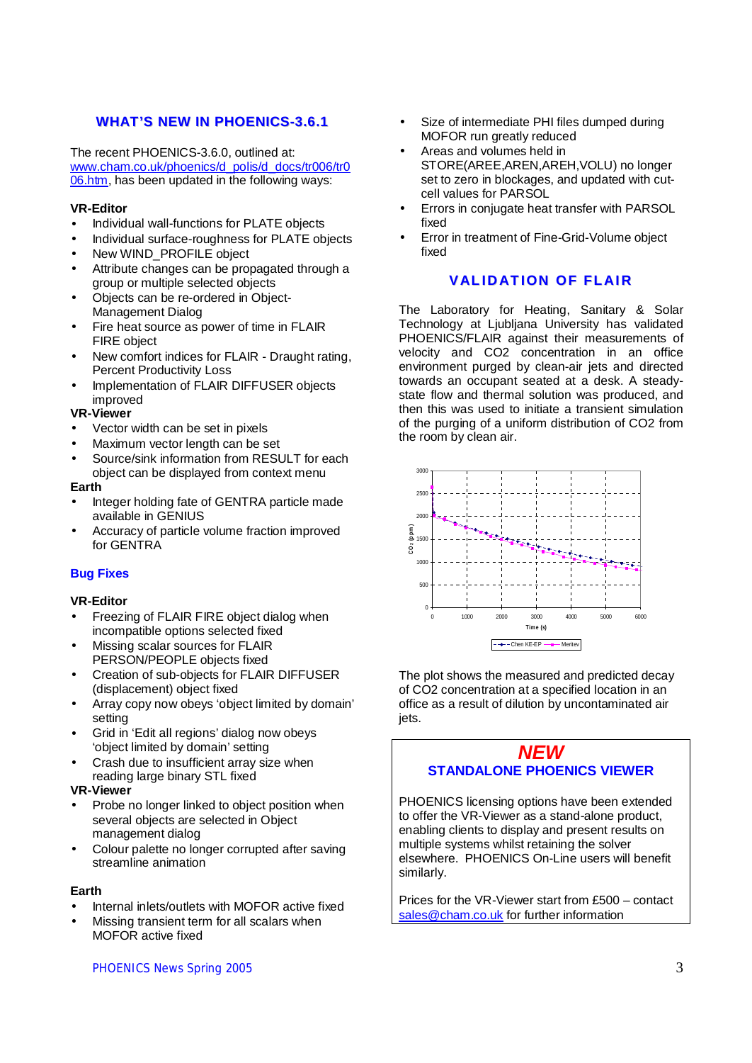## WHAT'S NEW IN PHOENICS-3.6.1

The recent PHOENICS-3.6.0, outlined at: www.cham.co.uk/phoenics/d_polis/d_docs/tr006/tr006.htm, has been updated in the following ways:

**VR-Editor**

- Individual wall-functions for PLATE objects
- Individual surface-roughness for PLATE objects
- New WIND_PROFILE object
- Attribute changes can be propagated through a group or multiple selected objects
- Objects can be re-ordered in Object-Management Dialog
- Fire heat source as power of time in FLAIR FIRE object
- New comfort indices for FLAIR - Draught rating, Percent Productivity Loss
- Implementation of FLAIR DIFFUSER objects improved

**VR-Viewer**

- Vector width can be set in pixels
- Maximum vector length can be set
- Source/sink information from RESULT for each object can be displayed from context menu

**Earth**

- Integer holding fate of GENTRA particle made available in GENIUS
- Accuracy of particle volume fraction improved for GENTRA

### Bug Fixes

**VR-Editor**

- Freezing of FLAIR FIRE object dialog when incompatible options selected fixed
- Missing scalar sources for FLAIR PERSON/PEOPLE objects fixed
- Creation of sub-objects for FLAIR DIFFUSER (displacement) object fixed
- Array copy now obeys 'object limited by domain' setting
- Grid in 'Edit all regions' dialog now obeys 'object limited by domain' setting
- Crash due to insufficient array size when reading large binary STL fixed

**VR-Viewer**

- Probe no longer linked to object position when several objects are selected in Object management dialog
- Colour palette no longer corrupted after saving streamline animation

**Earth**

- Internal inlets/outlets with MOFOR active fixed
- Missing transient term for all scalars when MOFOR active fixed
- Size of intermediate PHI files dumped during MOFOR run greatly reduced
- Areas and volumes held in STORE(AREE,AREN,AREH,VOLU) no longer set to zero in blockages, and updated with cut-cell values for PARSOL
- Errors in conjugate heat transfer with PARSOL fixed
- Error in treatment of Fine-Grid-Volume object fixed

## VALIDATION OF FLAIR

The Laboratory for Heating, Sanitary & Solar Technology at Ljubljana University has validated PHOENICS/FLAIR against their measurements of velocity and CO2 concentration in an office environment purged by clean-air jets and directed towards an occupant seated at a desk. A steady-state flow and thermal solution was produced, and then this was used to initiate a transient simulation of the purging of a uniform distribution of CO2 from the room by clean air.

The plot shows the measured and predicted decay of CO2 concentration at a specified location in an office as a result of dilution by uncontaminated air jets.

## *NEW*
## STANDALONE PHOENICS VIEWER

PHOENICS licensing options have been extended to offer the VR-Viewer as a stand-alone product, enabling clients to display and present results on multiple systems whilst retaining the solver elsewhere. PHOENICS On-Line users will benefit similarly.

Prices for the VR-Viewer start from £500 – contact sales@cham.co.uk for further information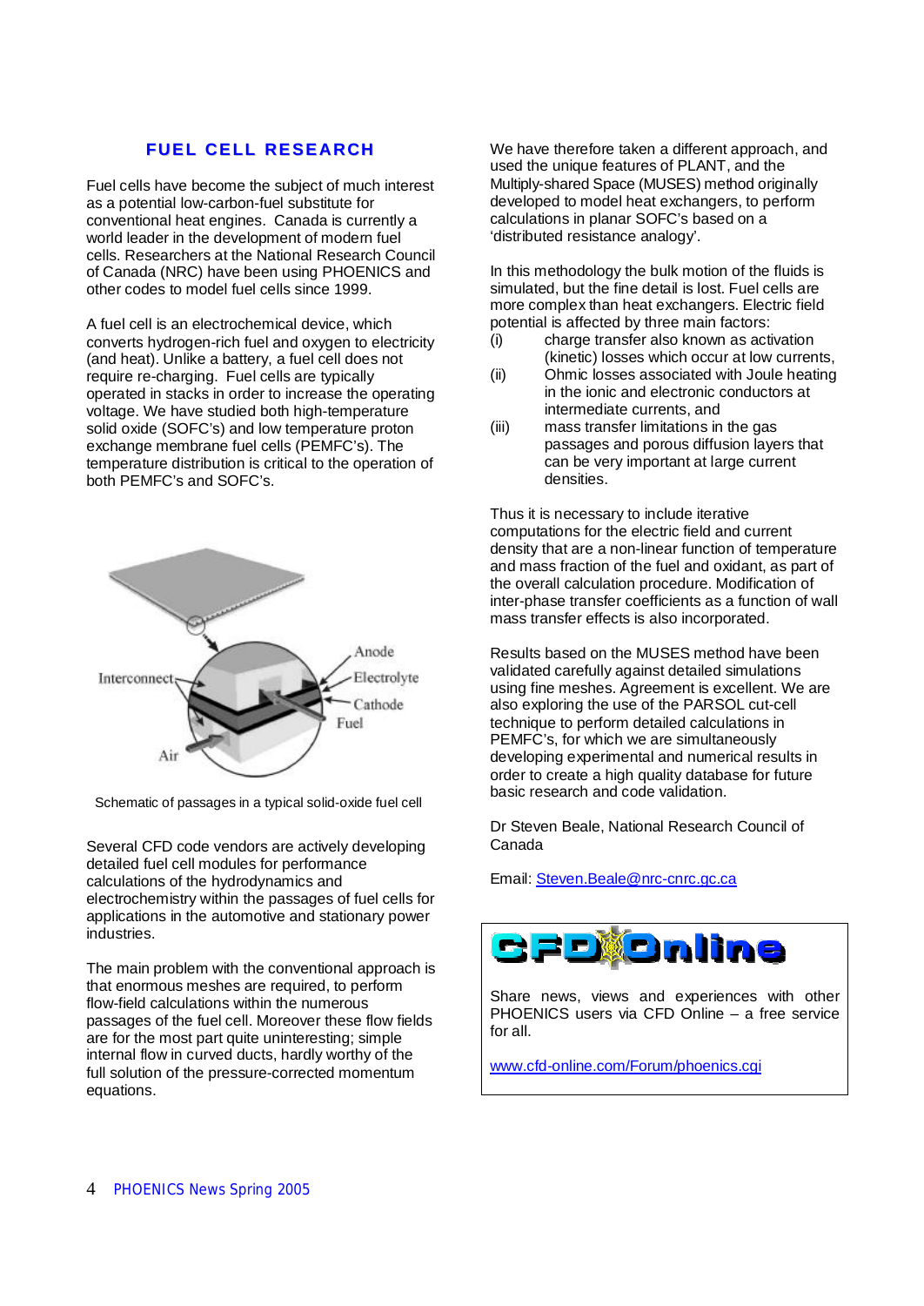## FUEL CELL RESEARCH

Fuel cells have become the subject of much interest as a potential low-carbon-fuel substitute for conventional heat engines. Canada is currently a world leader in the development of modern fuel cells. Researchers at the National Research Council of Canada (NRC) have been using PHOENICS and other codes to model fuel cells since 1999.

A fuel cell is an electrochemical device, which converts hydrogen-rich fuel and oxygen to electricity (and heat). Unlike a battery, a fuel cell does not require re-charging. Fuel cells are typically operated in stacks in order to increase the operating voltage. We have studied both high-temperature solid oxide (SOFC's) and low temperature proton exchange membrane fuel cells (PEMFC's). The temperature distribution is critical to the operation of both PEMFC's and SOFC's.

Interconnect, Anode, Electrolyte, Cathode, Fuel, Air

Schematic of passages in a typical solid-oxide fuel cell

Several CFD code vendors are actively developing detailed fuel cell modules for performance calculations of the hydrodynamics and electrochemistry within the passages of fuel cells for applications in the automotive and stationary power industries.

The main problem with the conventional approach is that enormous meshes are required, to perform flow-field calculations within the numerous passages of the fuel cell. Moreover these flow fields are for the most part quite uninteresting; simple internal flow in curved ducts, hardly worthy of the full solution of the pressure-corrected momentum equations.

We have therefore taken a different approach, and used the unique features of PLANT, and the Multiply-shared Space (MUSES) method originally developed to model heat exchangers, to perform calculations in planar SOFC's based on a 'distributed resistance analogy'.

In this methodology the bulk motion of the fluids is simulated, but the fine detail is lost. Fuel cells are more complex than heat exchangers. Electric field potential is affected by three main factors:

(i) charge transfer also known as activation (kinetic) losses which occur at low currents,

(ii) Ohmic losses associated with Joule heating in the ionic and electronic conductors at intermediate currents, and

(iii) mass transfer limitations in the gas passages and porous diffusion layers that can be very important at large current densities.

Thus it is necessary to include iterative computations for the electric field and current density that are a non-linear function of temperature and mass fraction of the fuel and oxidant, as part of the overall calculation procedure. Modification of inter-phase transfer coefficients as a function of wall mass transfer effects is also incorporated.

Results based on the MUSES method have been validated carefully against detailed simulations using fine meshes. Agreement is excellent. We are also exploring the use of the PARSOL cut-cell technique to perform detailed calculations in PEMFC's, for which we are simultaneously developing experimental and numerical results in order to create a high quality database for future basic research and code validation.

Dr Steven Beale, National Research Council of Canada

Email: Steven.Beale@nrc-cnrc.gc.ca

**CFD Online**

Share news, views and experiences with other PHOENICS users via CFD Online – a free service for all.

www.cfd-online.com/Forum/phoenics.cgi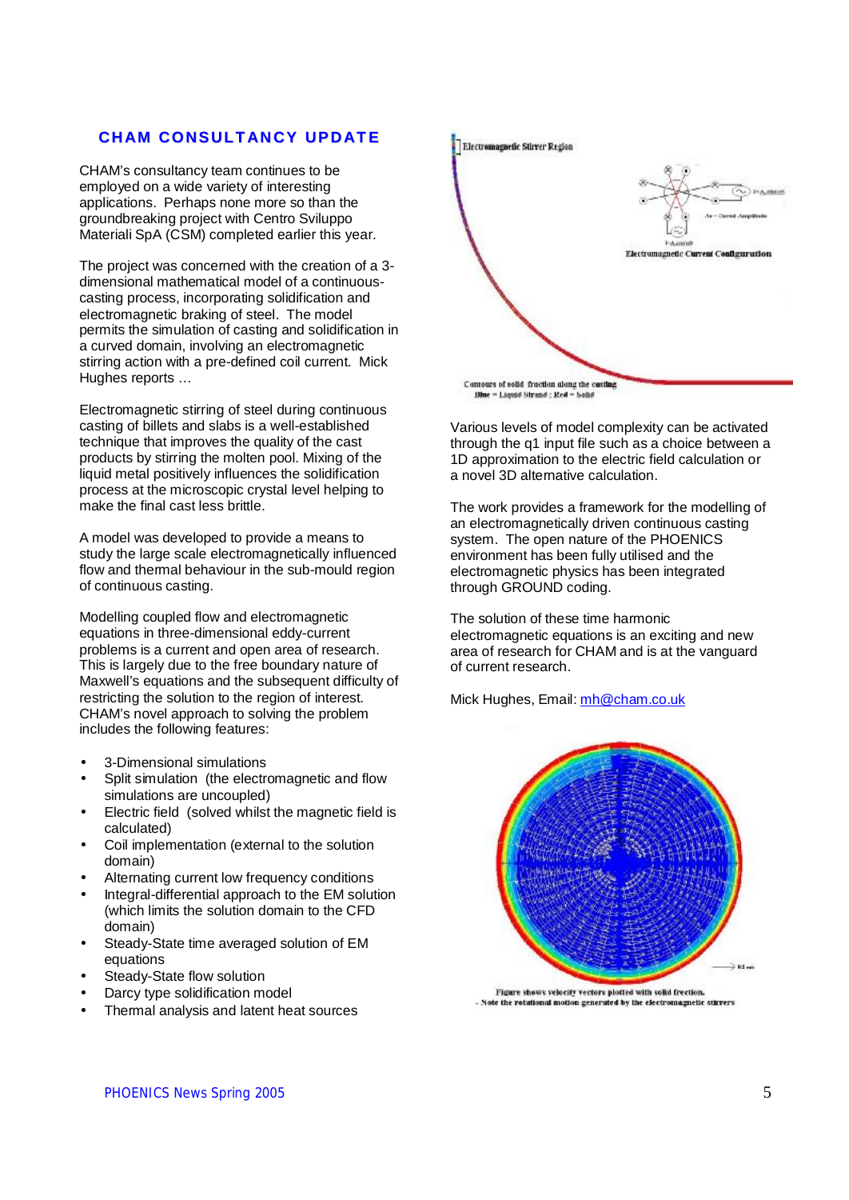## CHAM CONSULTANCY UPDATE

CHAM's consultancy team continues to be employed on a wide variety of interesting applications. Perhaps none more so than the groundbreaking project with Centro Sviluppo Materiali SpA (CSM) completed earlier this year.

The project was concerned with the creation of a 3-dimensional mathematical model of a continuous-casting process, incorporating solidification and electromagnetic braking of steel. The model permits the simulation of casting and solidification in a curved domain, involving an electromagnetic stirring action with a pre-defined coil current. Mick Hughes reports …

Electromagnetic stirring of steel during continuous casting of billets and slabs is a well-established technique that improves the quality of the cast products by stirring the molten pool. Mixing of the liquid metal positively influences the solidification process at the microscopic crystal level helping to make the final cast less brittle.

A model was developed to provide a means to study the large scale electromagnetically influenced flow and thermal behaviour in the sub-mould region of continuous casting.

Modelling coupled flow and electromagnetic equations in three-dimensional eddy-current problems is a current and open area of research. This is largely due to the free boundary nature of Maxwell's equations and the subsequent difficulty of restricting the solution to the region of interest. CHAM's novel approach to solving the problem includes the following features:

- 3-Dimensional simulations
- Split simulation (the electromagnetic and flow simulations are uncoupled)
- Electric field (solved whilst the magnetic field is calculated)
- Coil implementation (external to the solution domain)
- Alternating current low frequency conditions
- Integral-differential approach to the EM solution (which limits the solution domain to the CFD domain)
- Steady-State time averaged solution of EM equations
- Steady-State flow solution
- Darcy type solidification model
- Thermal analysis and latent heat sources

Contours of solid fraction along the casting
Blue = Liquid Strand ; Red = Solid

Various levels of model complexity can be activated through the q1 input file such as a choice between a 1D approximation to the electric field calculation or a novel 3D alternative calculation.

The work provides a framework for the modelling of an electromagnetically driven continuous casting system. The open nature of the PHOENICS environment has been fully utilised and the electromagnetic physics has been integrated through GROUND coding.

The solution of these time harmonic electromagnetic equations is an exciting and new area of research for CHAM and is at the vanguard of current research.

Mick Hughes, Email: mh@cham.co.uk

Figure shows velocity vectors plotted with solid fraction.
- Note the rotational motion generated by the electromagnetic stirrers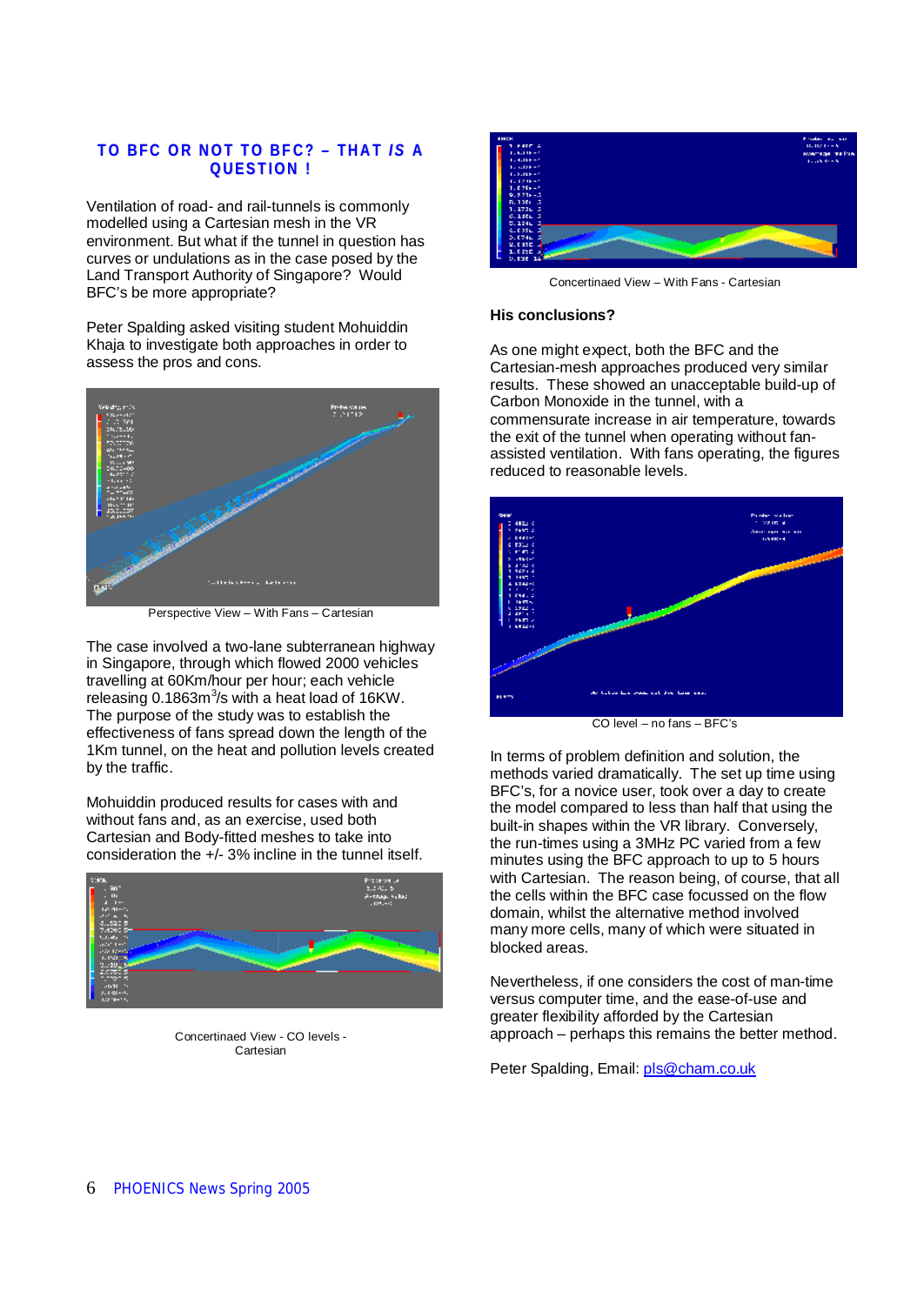## TO BFC OR NOT TO BFC? – THAT *IS* A QUESTION !

Ventilation of road- and rail-tunnels is commonly modelled using a Cartesian mesh in the VR environment. But what if the tunnel in question has curves or undulations as in the case posed by the Land Transport Authority of Singapore? Would BFC's be more appropriate?

Peter Spalding asked visiting student Mohuiddin Khaja to investigate both approaches in order to assess the pros and cons.

Perspective View – With Fans – Cartesian

The case involved a two-lane subterranean highway in Singapore, through which flowed 2000 vehicles travelling at 60Km/hour per hour; each vehicle releasing 0.1863m$^3$/s with a heat load of 16KW. The purpose of the study was to establish the effectiveness of fans spread down the length of the 1Km tunnel, on the heat and pollution levels created by the traffic.

Mohuiddin produced results for cases with and without fans and, as an exercise, used both Cartesian and Body-fitted meshes to take into consideration the +/- 3% incline in the tunnel itself.

Concertinaed View - CO levels - Cartesian

Concertinaed View – With Fans - Cartesian

### His conclusions?

As one might expect, both the BFC and the Cartesian-mesh approaches produced very similar results. These showed an unacceptable build-up of Carbon Monoxide in the tunnel, with a commensurate increase in air temperature, towards the exit of the tunnel when operating without fan-assisted ventilation. With fans operating, the figures reduced to reasonable levels.

CO level – no fans – BFC's

In terms of problem definition and solution, the methods varied dramatically. The set up time using BFC's, for a novice user, took over a day to create the model compared to less than half that using the built-in shapes within the VR library. Conversely, the run-times using a 3MHz PC varied from a few minutes using the BFC approach to up to 5 hours with Cartesian. The reason being, of course, that all the cells within the BFC case focussed on the flow domain, whilst the alternative method involved many more cells, many of which were situated in blocked areas.

Nevertheless, if one considers the cost of man-time versus computer time, and the ease-of-use and greater flexibility afforded by the Cartesian approach – perhaps this remains the better method.

Peter Spalding, Email: pls@cham.co.uk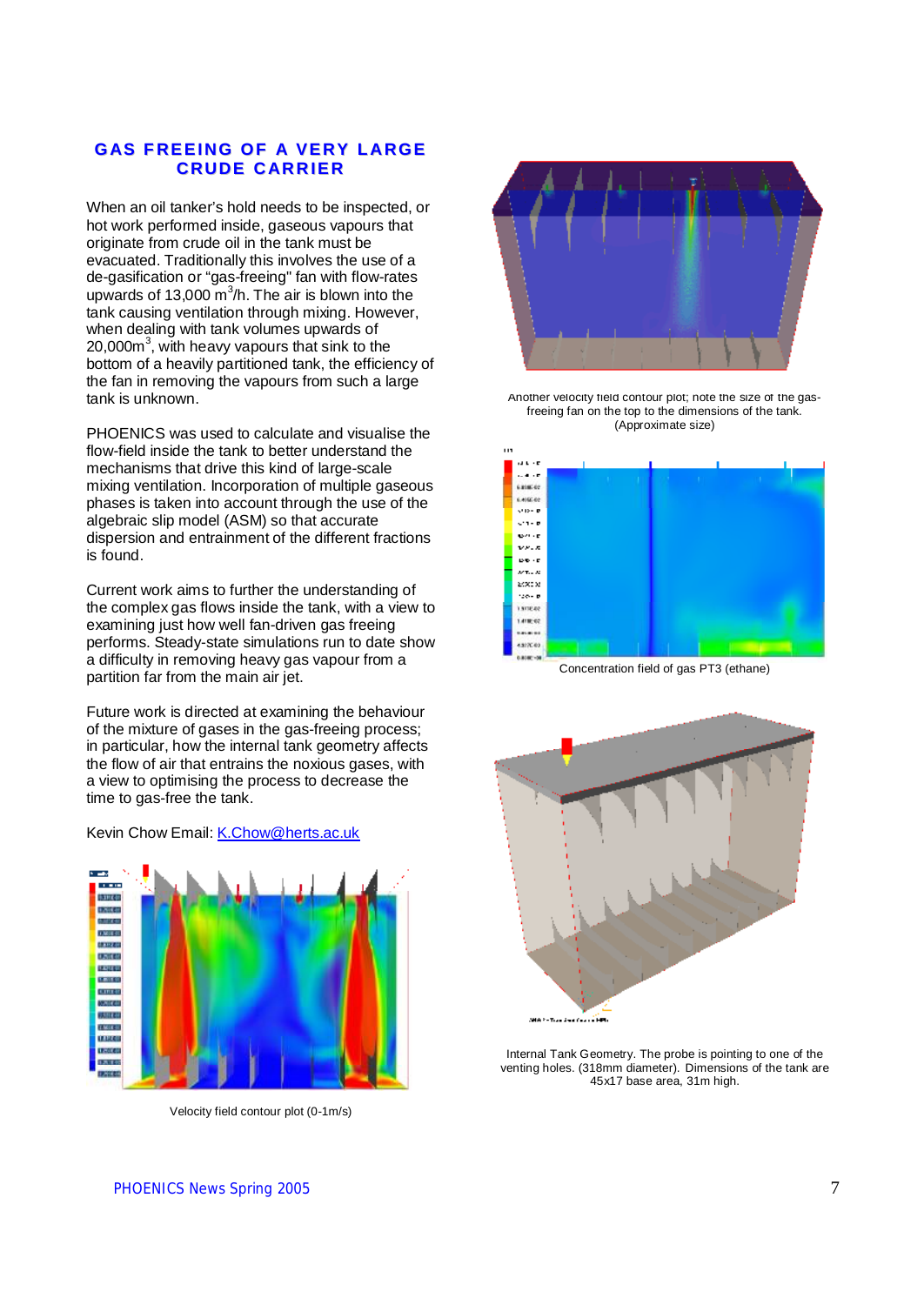# GAS FREEING OF A VERY LARGE CRUDE CARRIER

When an oil tanker's hold needs to be inspected, or hot work performed inside, gaseous vapours that originate from crude oil in the tank must be evacuated. Traditionally this involves the use of a de-gasification or "gas-freeing" fan with flow-rates upwards of 13,000 $m^3$/h. The air is blown into the tank causing ventilation through mixing. However, when dealing with tank volumes upwards of 20,000$m^3$, with heavy vapours that sink to the bottom of a heavily partitioned tank, the efficiency of the fan in removing the vapours from such a large tank is unknown.

PHOENICS was used to calculate and visualise the flow-field inside the tank to better understand the mechanisms that drive this kind of large-scale mixing ventilation. Incorporation of multiple gaseous phases is taken into account through the use of the algebraic slip model (ASM) so that accurate dispersion and entrainment of the different fractions is found.

Current work aims to further the understanding of the complex gas flows inside the tank, with a view to examining just how well fan-driven gas freeing performs. Steady-state simulations run to date show a difficulty in removing heavy gas vapour from a partition far from the main air jet.

Future work is directed at examining the behaviour of the mixture of gases in the gas-freeing process; in particular, how the internal tank geometry affects the flow of air that entrains the noxious gases, with a view to optimising the process to decrease the time to gas-free the tank.

Kevin Chow Email: K.Chow@herts.ac.uk

Velocity field contour plot (0-1m/s)

Another velocity field contour plot; note the size of the gas-freeing fan on the top to the dimensions of the tank. (Approximate size)

Concentration field of gas PT3 (ethane)

Internal Tank Geometry. The probe is pointing to one of the venting holes. (318mm diameter). Dimensions of the tank are 45x17 base area, 31m high.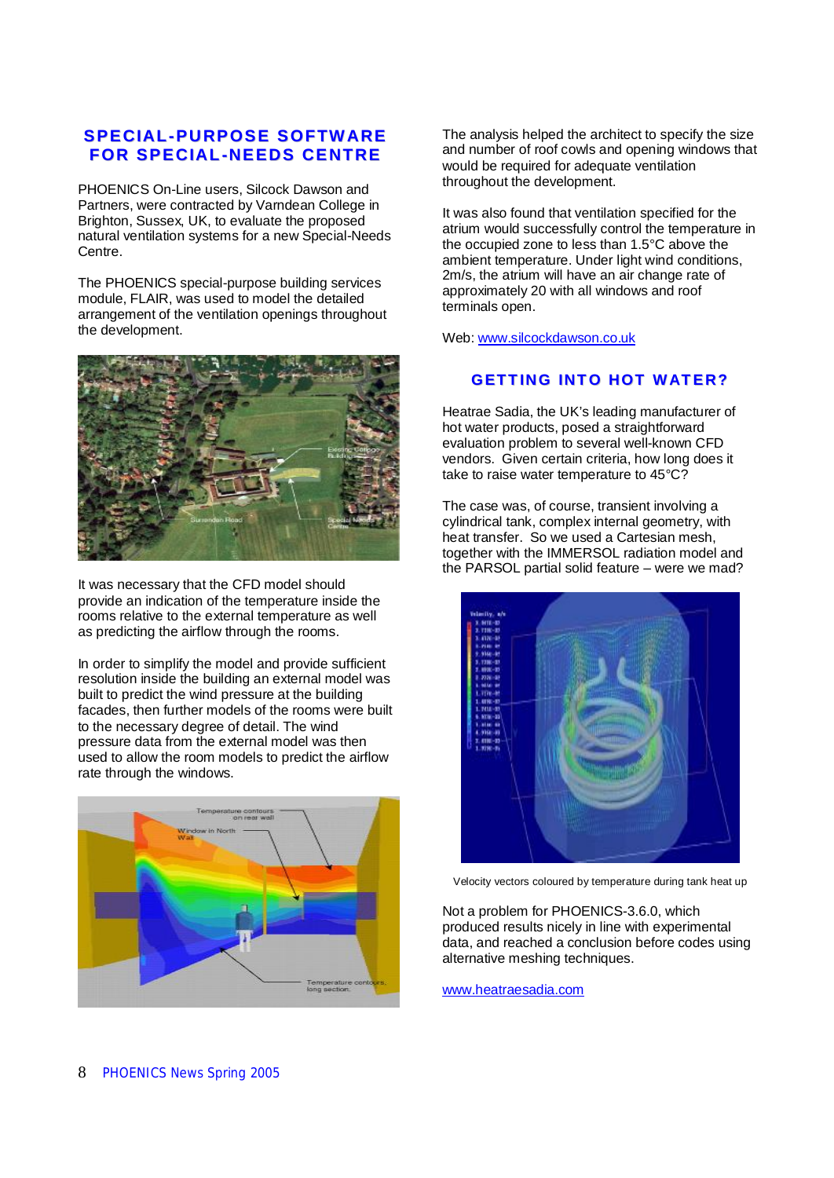## SPECIAL-PURPOSE SOFTWARE FOR SPECIAL-NEEDS CENTRE

PHOENICS On-Line users, Silcock Dawson and Partners, were contracted by Varndean College in Brighton, Sussex, UK, to evaluate the proposed natural ventilation systems for a new Special-Needs Centre.

The PHOENICS special-purpose building services module, FLAIR, was used to model the detailed arrangement of the ventilation openings throughout the development.

It was necessary that the CFD model should provide an indication of the temperature inside the rooms relative to the external temperature as well as predicting the airflow through the rooms.

In order to simplify the model and provide sufficient resolution inside the building an external model was built to predict the wind pressure at the building facades, then further models of the rooms were built to the necessary degree of detail. The wind pressure data from the external model was then used to allow the room models to predict the airflow rate through the windows.

The analysis helped the architect to specify the size and number of roof cowls and opening windows that would be required for adequate ventilation throughout the development.

It was also found that ventilation specified for the atrium would successfully control the temperature in the occupied zone to less than 1.5°C above the ambient temperature. Under light wind conditions, 2m/s, the atrium will have an air change rate of approximately 20 with all windows and roof terminals open.

Web: www.silcockdawson.co.uk

## GETTING INTO HOT WATER?

Heatrae Sadia, the UK's leading manufacturer of hot water products, posed a straightforward evaluation problem to several well-known CFD vendors. Given certain criteria, how long does it take to raise water temperature to 45°C?

The case was, of course, transient involving a cylindrical tank, complex internal geometry, with heat transfer. So we used a Cartesian mesh, together with the IMMERSOL radiation model and the PARSOL partial solid feature – were we mad?

Velocity vectors coloured by temperature during tank heat up

Not a problem for PHOENICS-3.6.0, which produced results nicely in line with experimental data, and reached a conclusion before codes using alternative meshing techniques.

www.heatraesadia.com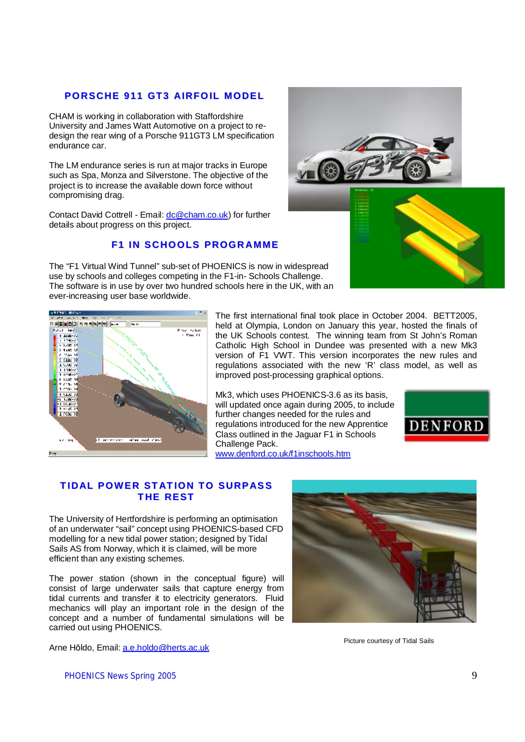## PORSCHE 911 GT3 AIRFOIL MODEL

CHAM is working in collaboration with Staffordshire University and James Watt Automotive on a project to re-design the rear wing of a Porsche 911GT3 LM specification endurance car.

The LM endurance series is run at major tracks in Europe such as Spa, Monza and Silverstone. The objective of the project is to increase the available down force without compromising drag.

Contact David Cottrell - Email: dc@cham.co.uk) for further details about progress on this project.

## F1 IN SCHOOLS PROGRAMME

The "F1 Virtual Wind Tunnel" sub-set of PHOENICS is now in widespread use by schools and colleges competing in the F1-in- Schools Challenge. The software is in use by over two hundred schools here in the UK, with an ever-increasing user base worldwide.

The first international final took place in October 2004. BETT2005, held at Olympia, London on January this year, hosted the finals of the UK Schools contest. The winning team from St John's Roman Catholic High School in Dundee was presented with a new Mk3 version of F1 VWT. This version incorporates the new rules and regulations associated with the new 'R' class model, as well as improved post-processing graphical options.

Mk3, which uses PHOENICS-3.6 as its basis, will updated once again during 2005, to include further changes needed for the rules and regulations introduced for the new Apprentice Class outlined in the Jaguar F1 in Schools Challenge Pack.
www.denford.co.uk/f1inschools.htm

## TIDAL POWER STATION TO SURPASS THE REST

The University of Hertfordshire is performing an optimisation of an underwater "sail" concept using PHOENICS-based CFD modelling for a new tidal power station; designed by Tidal Sails AS from Norway, which it is claimed, will be more efficient than any existing schemes.

The power station (shown in the conceptual figure) will consist of large underwater sails that capture energy from tidal currents and transfer it to electricity generators. Fluid mechanics will play an important role in the design of the concept and a number of fundamental simulations will be carried out using PHOENICS.

Picture courtesy of Tidal Sails

Arne Hõldo, Email: a.e.holdo@herts.ac.uk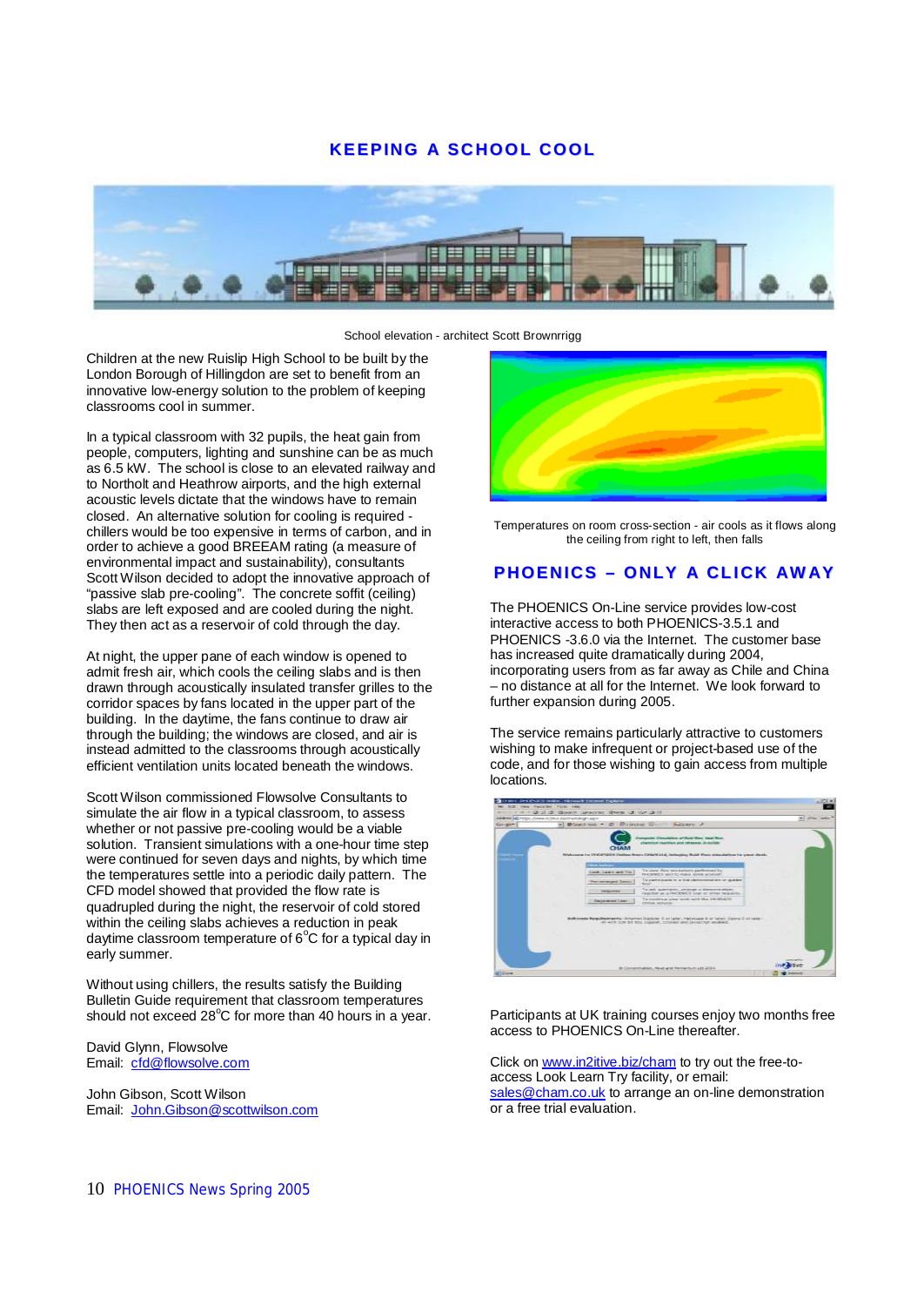# KEEPING A SCHOOL COOL

School elevation - architect Scott Brownrrigg

Children at the new Ruislip High School to be built by the London Borough of Hillingdon are set to benefit from an innovative low-energy solution to the problem of keeping classrooms cool in summer.

In a typical classroom with 32 pupils, the heat gain from people, computers, lighting and sunshine can be as much as 6.5 kW. The school is close to an elevated railway and to Northolt and Heathrow airports, and the high external acoustic levels dictate that the windows have to remain closed. An alternative solution for cooling is required - chillers would be too expensive in terms of carbon, and in order to achieve a good BREEAM rating (a measure of environmental impact and sustainability), consultants Scott Wilson decided to adopt the innovative approach of "passive slab pre-cooling". The concrete soffit (ceiling) slabs are left exposed and are cooled during the night. They then act as a reservoir of cold through the day.

At night, the upper pane of each window is opened to admit fresh air, which cools the ceiling slabs and is then drawn through acoustically insulated transfer grilles to the corridor spaces by fans located in the upper part of the building. In the daytime, the fans continue to draw air through the building; the windows are closed, and air is instead admitted to the classrooms through acoustically efficient ventilation units located beneath the windows.

Scott Wilson commissioned Flowsolve Consultants to simulate the air flow in a typical classroom, to assess whether or not passive pre-cooling would be a viable solution. Transient simulations with a one-hour time step were continued for seven days and nights, by which time the temperatures settle into a periodic daily pattern. The CFD model showed that provided the flow rate is quadrupled during the night, the reservoir of cold stored within the ceiling slabs achieves a reduction in peak daytime classroom temperature of 6°C for a typical day in early summer.

Without using chillers, the results satisfy the Building Bulletin Guide requirement that classroom temperatures should not exceed 28°C for more than 40 hours in a year.

David Glynn, Flowsolve
Email: cfd@flowsolve.com

John Gibson, Scott Wilson
Email: John.Gibson@scottwilson.com

Temperatures on room cross-section - air cools as it flows along the ceiling from right to left, then falls

# PHOENICS – ONLY A CLICK AWAY

The PHOENICS On-Line service provides low-cost interactive access to both PHOENICS-3.5.1 and PHOENICS -3.6.0 via the Internet. The customer base has increased quite dramatically during 2004, incorporating users from as far away as Chile and China – no distance at all for the Internet. We look forward to further expansion during 2005.

The service remains particularly attractive to customers wishing to make infrequent or project-based use of the code, and for those wishing to gain access from multiple locations.

Participants at UK training courses enjoy two months free access to PHOENICS On-Line thereafter.

Click on www.in2itive.biz/cham to try out the free-to-access Look Learn Try facility, or email: sales@cham.co.uk to arrange an on-line demonstration or a free trial evaluation.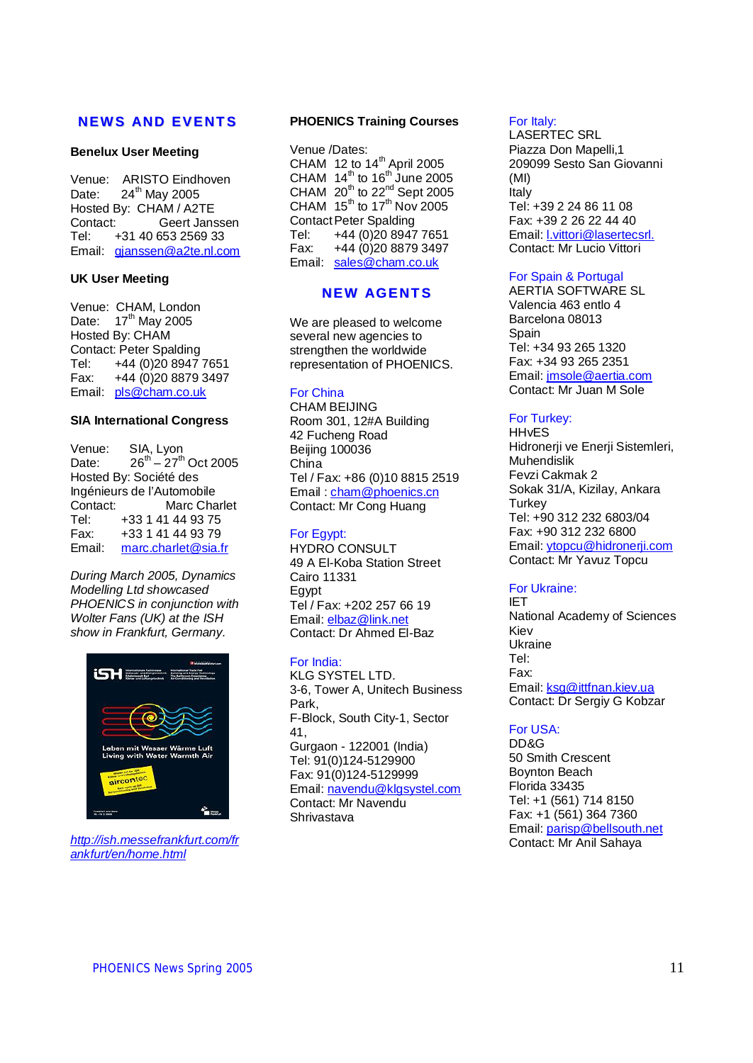## NEWS AND EVENTS

### Benelux User Meeting

Venue: ARISTO Eindhoven
Date: 24th May 2005
Hosted By: CHAM / A2TE
Contact: Geert Janssen
Tel: +31 40 653 2569 33
Email: gjanssen@a2te.nl.com

### UK User Meeting

Venue: CHAM, London
Date: 17th May 2005
Hosted By: CHAM
Contact: Peter Spalding
Tel: +44 (0)20 8947 7651
Fax: +44 (0)20 8879 3497
Email: pls@cham.co.uk

### SIA International Congress

Venue: SIA, Lyon
Date: 26th – 27th Oct 2005
Hosted By: Société des Ingénieurs de l'Automobile
Contact: Marc Charlet
Tel: +33 1 41 44 93 75
Fax: +33 1 41 44 93 79
Email: marc.charlet@sia.fr

*During March 2005, Dynamics Modelling Ltd showcased PHOENICS in conjunction with Wolter Fans (UK) at the ISH show in Frankfurt, Germany.*

*http://ish.messefrankfurt.com/frankfurt/en/home.html*

### PHOENICS Training Courses

Venue /Dates:
CHAM 12 to 14th April 2005
CHAM 14th to 16th June 2005
CHAM 20th to 22nd Sept 2005
CHAM 15th to 17th Nov 2005
Contact Peter Spalding
Tel: +44 (0)20 8947 7651
Fax: +44 (0)20 8879 3497
Email: sales@cham.co.uk

## NEW AGENTS

We are pleased to welcome several new agencies to strengthen the worldwide representation of PHOENICS.

For China
CHAM BEIJING
Room 301, 12#A Building
42 Fucheng Road
Beijing 100036
China
Tel / Fax: +86 (0)10 8815 2519
Email : cham@phoenics.cn
Contact: Mr Cong Huang

For Egypt:
HYDRO CONSULT
49 A El-Koba Station Street
Cairo 11331
Egypt
Tel / Fax: +202 257 66 19
Email: elbaz@link.net
Contact: Dr Ahmed El-Baz

For India:
KLG SYSTEL LTD.
3-6, Tower A, Unitech Business Park,
F-Block, South City-1, Sector 41,
Gurgaon - 122001 (India)
Tel: 91(0)124-5129900
Fax: 91(0)124-5129999
Email: navendu@klgsystel.com
Contact: Mr Navendu Shrivastava

For Italy:
LASERTEC SRL
Piazza Don Mapelli,1
209099 Sesto San Giovanni (MI)
Italy
Tel: +39 2 24 86 11 08
Fax: +39 2 26 22 44 40
Email: l.vittori@lasertecsrl.
Contact: Mr Lucio Vittori

For Spain & Portugal
AERTIA SOFTWARE SL
Valencia 463 entlo 4
Barcelona 08013
Spain
Tel: +34 93 265 1320
Fax: +34 93 265 2351
Email: jmsole@aertia.com
Contact: Mr Juan M Sole

For Turkey:
HHvES
Hidronerji ve Enerji Sistemleri, Muhendislik
Fevzi Cakmak 2
Sokak 31/A, Kizilay, Ankara
Turkey
Tel: +90 312 232 6803/04
Fax: +90 312 232 6800
Email: ytopcu@hidronerji.com
Contact: Mr Yavuz Topcu

For Ukraine:
IET
National Academy of Sciences
Kiev
Ukraine
Tel:
Fax:
Email: ksg@ittfnan.kiev.ua
Contact: Dr Sergiy G Kobzar

For USA:
DD&G
50 Smith Crescent
Boynton Beach
Florida 33435
Tel: +1 (561) 714 8150
Fax: +1 (561) 364 7360
Email: parisp@bellsouth.net
Contact: Mr Anil Sahaya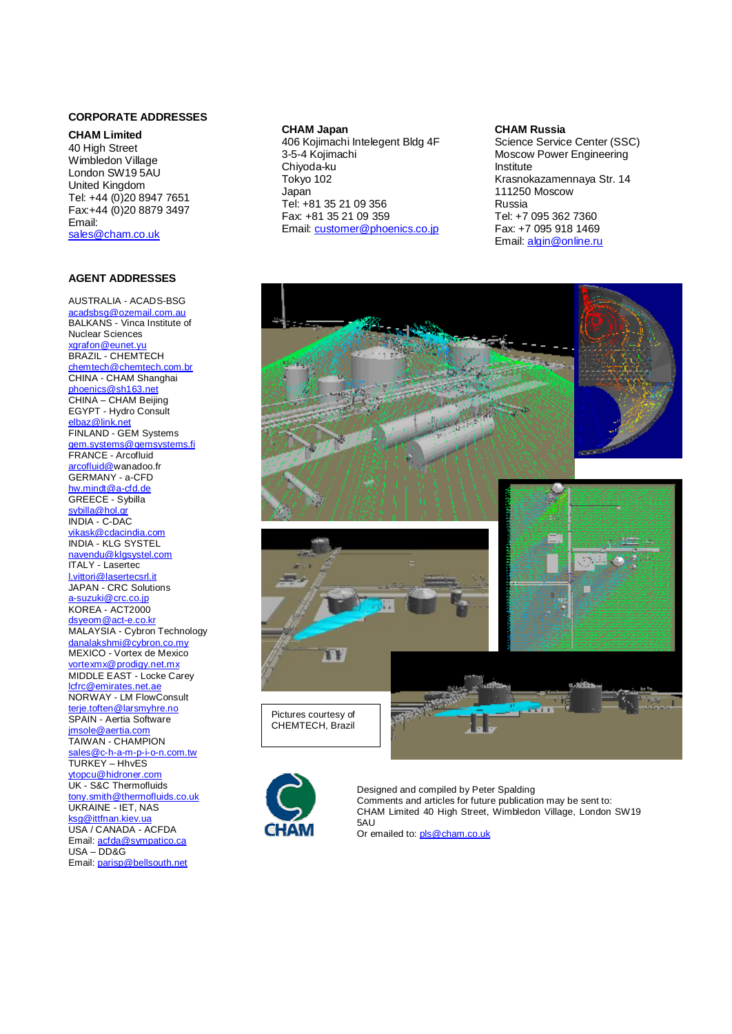## CORPORATE ADDRESSES

**CHAM Limited**
40 High Street
Wimbledon Village
London SW19 5AU
United Kingdom
Tel: +44 (0)20 8947 7651
Fax:+44 (0)20 8879 3497
Email:
sales@cham.co.uk

**CHAM Japan**
406 Kojimachi Intelegent Bldg 4F
3-5-4 Kojimachi
Chiyoda-ku
Tokyo 102
Japan
Tel: +81 35 21 09 356
Fax: +81 35 21 09 359
Email: customer@phoenics.co.jp

**CHAM Russia**
Science Service Center (SSC)
Moscow Power Engineering
Institute
Krasnokazamennaya Str. 14
111250 Moscow
Russia
Tel: +7 095 362 7360
Fax: +7 095 918 1469
Email: algin@online.ru

## AGENT ADDRESSES

AUSTRALIA - ACADS-BSG
acadsbsg@ozemail.com.au
BALKANS - Vinca Institute of Nuclear Sciences
xgrafon@eunet.yu
BRAZIL - CHEMTECH
chemtech@chemtech.com.br
CHINA - CHAM Shanghai
phoenics@sh163.net
CHINA – CHAM Beijing
EGYPT - Hydro Consult
elbaz@link.net
FINLAND - GEM Systems
gem.systems@gemsystems.fi
FRANCE - Arcofluid
arcofluid@wanadoo.fr
GERMANY - a-CFD
hw.mindt@a-cfd.de
GREECE - Sybilla
sybilla@hol.gr
INDIA - C-DAC
vikask@cdacindia.com
INDIA - KLG SYSTEL
navendu@klgsystel.com
ITALY - Lasertec
l.vittori@lasertecsrl.it
JAPAN - CRC Solutions
a-suzuki@crc.co.jp
KOREA - ACT2000
dsyeom@act-e.co.kr
MALAYSIA - Cybron Technology
danalakshmi@cybron.co.my
MEXICO - Vortex de Mexico
vortexmx@prodigy.net.mx
MIDDLE EAST - Locke Carey
lcfrc@emirates.net.ae
NORWAY - LM FlowConsult
terje.toften@larsmyhre.no
SPAIN - Aertia Software
jmsole@aertia.com
TAIWAN - CHAMPION
sales@c-h-a-m-p-i-o-n.com.tw
TURKEY – HhvES
ytopcu@hidroner.com
UK - S&C Thermofluids
tony.smith@thermofluids.co.uk
UKRAINE - IET, NAS
ksg@ittfnan.kiev.ua
USA / CANADA - ACFDA
Email: acfda@sympatico.ca
USA – DD&G
Email: parisp@bellsouth.net

Pictures courtesy of CHEMTECH, Brazil

CHAM

Designed and compiled by Peter Spalding
Comments and articles for future publication may be sent to:
CHAM Limited 40 High Street, Wimbledon Village, London SW19 5AU
Or emailed to: pls@cham.co.uk